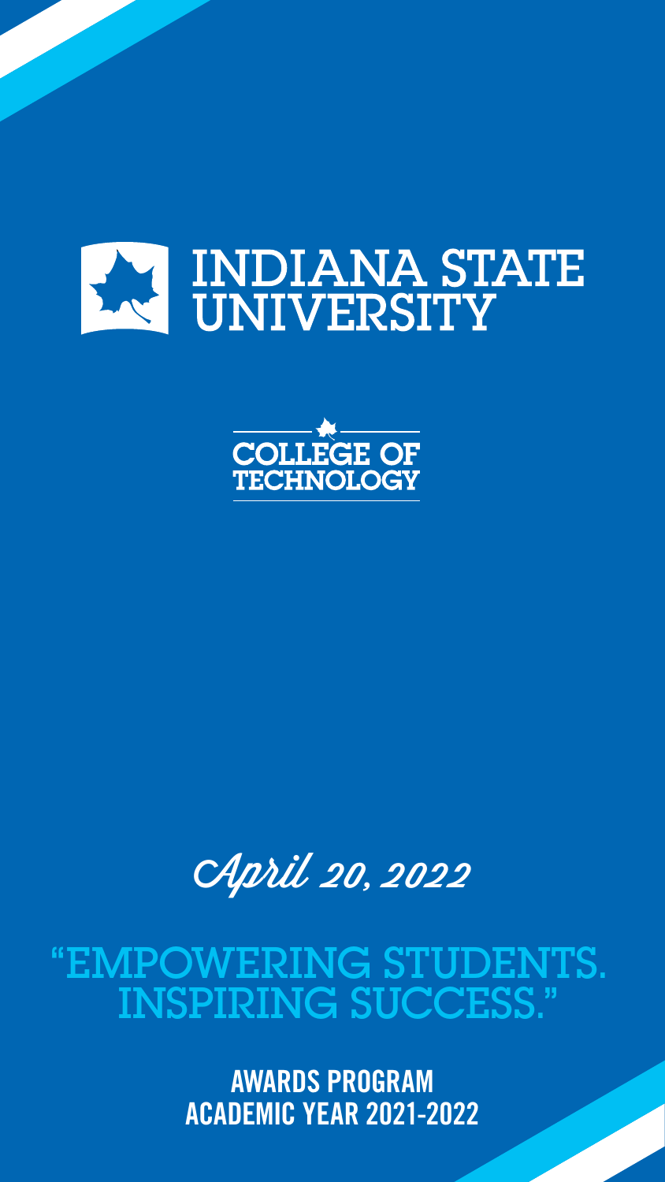# INDIANA STATE UNIVERSITY

## COLLEGE OF TECHNOLOGY

*April 20, 2022*

## "EMPOWERING STUDENTS. INSPIRING SUCCESS."

**AWARDS PROGRAM**
**ACADEMIC YEAR 2021-2022**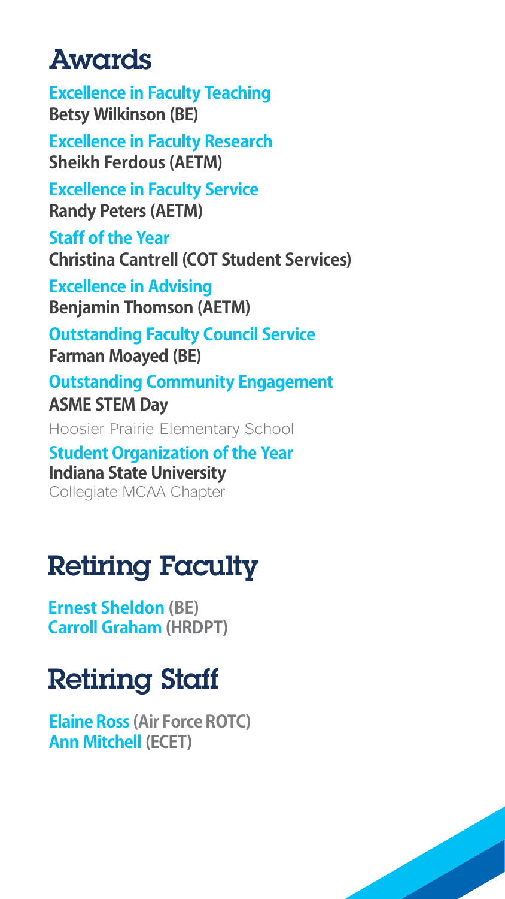# Awards

**Excellence in Faculty Teaching**
**Betsy Wilkinson (BE)**

**Excellence in Faculty Research**
**Sheikh Ferdous (AETM)**

**Excellence in Faculty Service**
**Randy Peters (AETM)**

**Staff of the Year**
**Christina Cantrell (COT Student Services)**

**Excellence in Advising**
**Benjamin Thomson (AETM)**

**Outstanding Faculty Council Service**
**Farman Moayed (BE)**

**Outstanding Community Engagement**
**ASME STEM Day**
Hoosier Prairie Elementary School

**Student Organization of the Year**
**Indiana State University**
Collegiate MCAA Chapter

# Retiring Faculty

**Ernest Sheldon** (BE)
**Carroll Graham** (HRDPT)

# Retiring Staff

**Elaine Ross** (Air Force ROTC)
**Ann Mitchell** (ECET)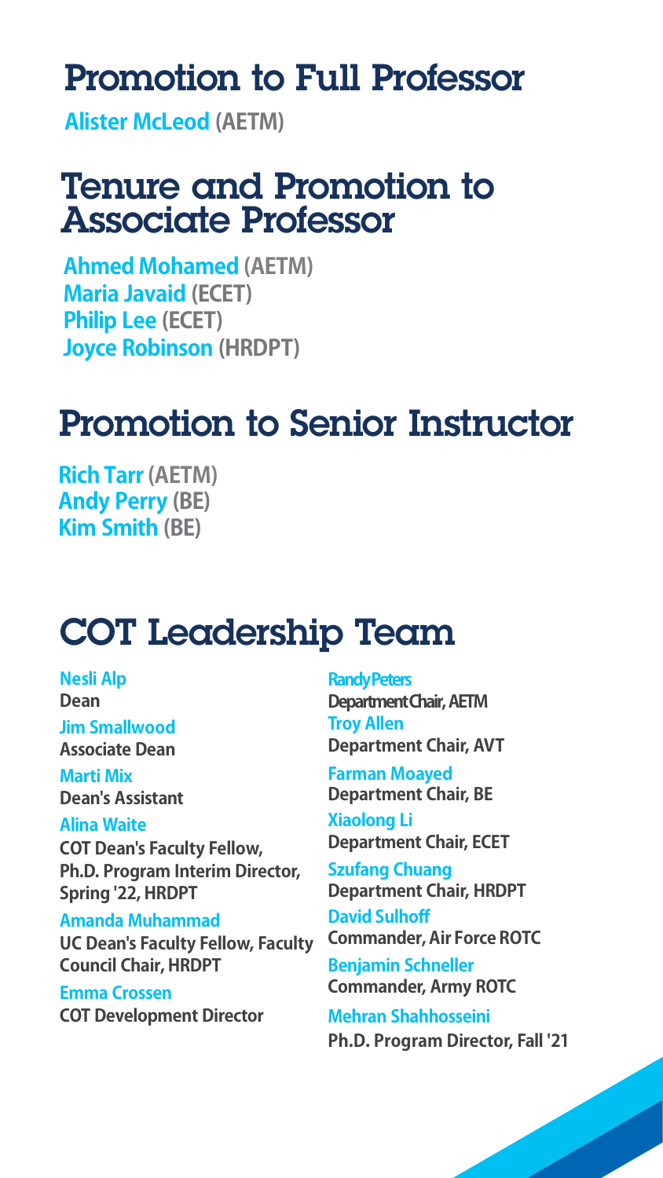## Promotion to Full Professor

**Alister McLeod** (AETM)

## Tenure and Promotion to Associate Professor

**Ahmed Mohamed** (AETM)
**Maria Javaid** (ECET)
**Philip Lee** (ECET)
**Joyce Robinson** (HRDPT)

## Promotion to Senior Instructor

**Rich Tarr** (AETM)
**Andy Perry** (BE)
**Kim Smith** (BE)

## COT Leadership Team

**Nesli Alp**
Dean

**Jim Smallwood**
Associate Dean

**Marti Mix**
Dean's Assistant

**Alina Waite**
COT Dean's Faculty Fellow, Ph.D. Program Interim Director, Spring '22, HRDPT

**Amanda Muhammad**
UC Dean's Faculty Fellow, Faculty Council Chair, HRDPT

**Emma Crossen**
COT Development Director

**Randy Peters**
Department Chair, AETM

**Troy Allen**
Department Chair, AVT

**Farman Moayed**
Department Chair, BE

**Xiaolong Li**
Department Chair, ECET

**Szufang Chuang**
Department Chair, HRDPT

**David Sulhoff**
Commander, Air Force ROTC

**Benjamin Schneller**
Commander, Army ROTC

**Mehran Shahhosseini**
Ph.D. Program Director, Fall '21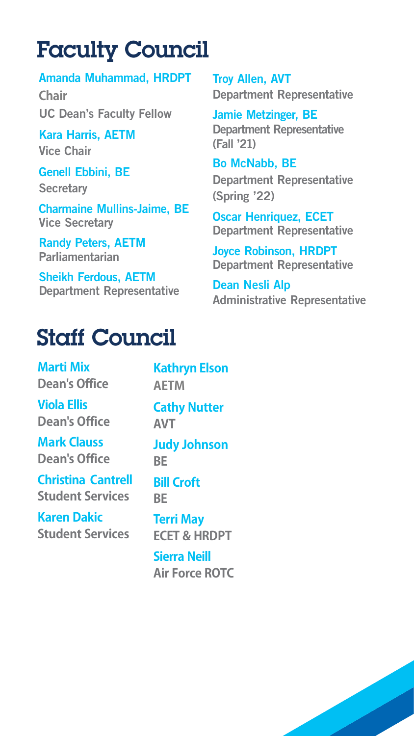# Faculty Council

**Amanda Muhammad, HRDPT**
Chair
UC Dean's Faculty Fellow

**Kara Harris, AETM**
Vice Chair

**Genell Ebbini, BE**
Secretary

**Charmaine Mullins-Jaime, BE**
Vice Secretary

**Randy Peters, AETM**
Parliamentarian

**Sheikh Ferdous, AETM**
Department Representative

**Troy Allen, AVT**
Department Representative

**Jamie Metzinger, BE**
Department Representative (Fall '21)

**Bo McNabb, BE**
Department Representative (Spring '22)

**Oscar Henriquez, ECET**
Department Representative

**Joyce Robinson, HRDPT**
Department Representative

**Dean Nesli Alp**
Administrative Representative

# Staff Council

**Marti Mix**
Dean's Office

**Viola Ellis**
Dean's Office

**Mark Clauss**
Dean's Office

**Christina Cantrell**
Student Services

**Karen Dakic**
Student Services

**Kathryn Elson**
AETM

**Cathy Nutter**
AVT

**Judy Johnson**
BE

**Bill Croft**
BE

**Terri May**
ECET & HRDPT

**Sierra Neill**
Air Force ROTC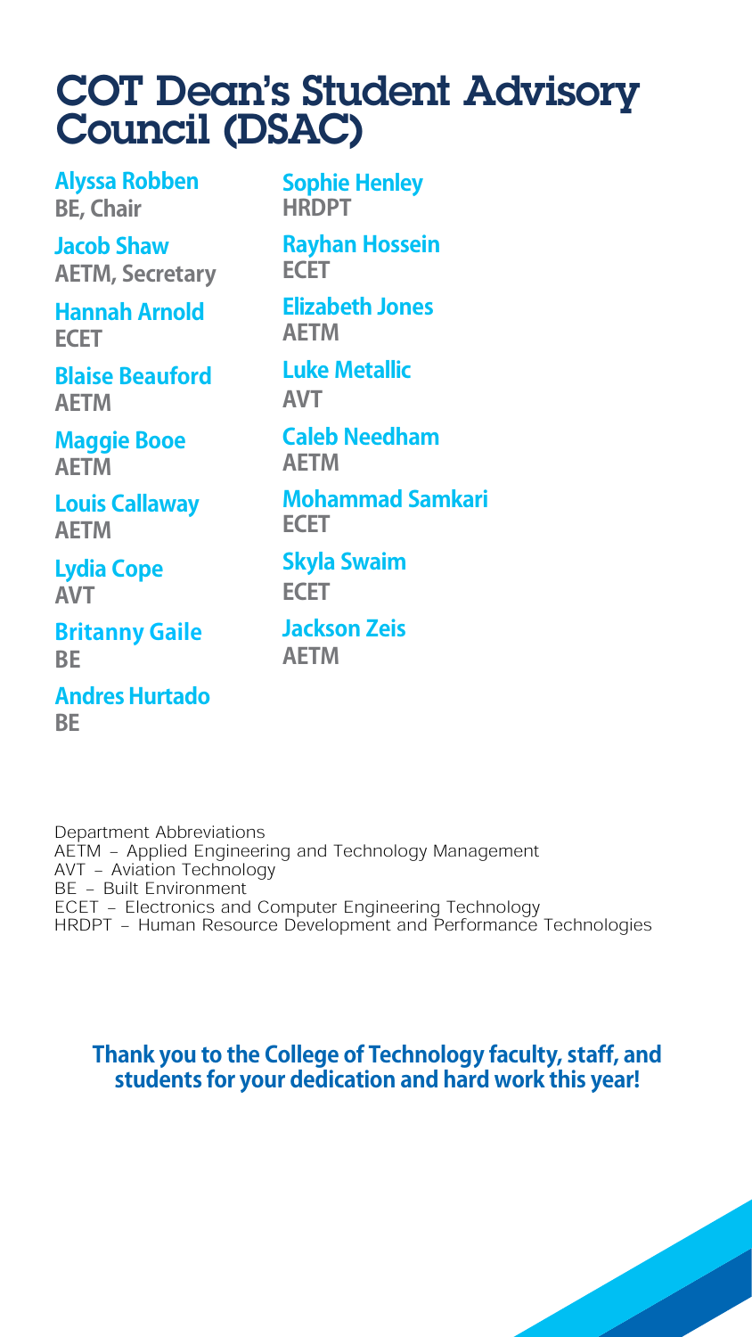# COT Dean's Student Advisory Council (DSAC)

**Alyssa Robben**
**BE, Chair**

**Jacob Shaw**
**AETM, Secretary**

**Hannah Arnold**
**ECET**

**Blaise Beauford**
**AETM**

**Maggie Booe**
**AETM**

**Louis Callaway**
**AETM**

**Lydia Cope**
**AVT**

**Britanny Gaile**
**BE**

**Andres Hurtado**
**BE**

**Sophie Henley**
**HRDPT**

**Rayhan Hossein**
**ECET**

**Elizabeth Jones**
**AETM**

**Luke Metallic**
**AVT**

**Caleb Needham**
**AETM**

**Mohammad Samkari**
**ECET**

**Skyla Swaim**
**ECET**

**Jackson Zeis**
**AETM**

Department Abbreviations
AETM – Applied Engineering and Technology Management
AVT – Aviation Technology
BE – Built Environment
ECET – Electronics and Computer Engineering Technology
HRDPT – Human Resource Development and Performance Technologies

**Thank you to the College of Technology faculty, staff, and students for your dedication and hard work this year!**